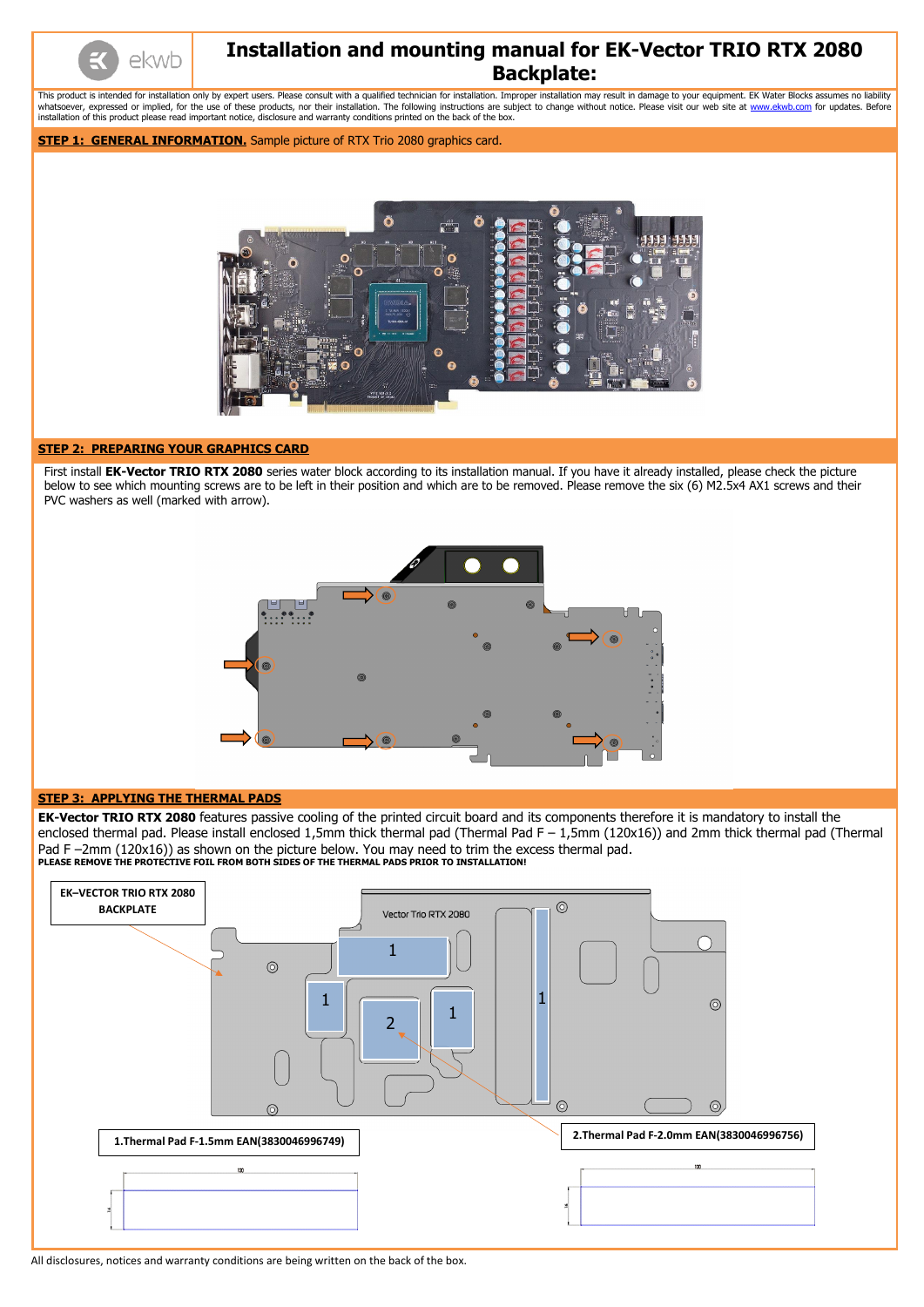# Installation and mounting manual for EK-Vector TRIO RTX 2080 Backplate:

This product is intended for installation only by expert users. Please consult with a qualified technician for installation. Improper installation may result in damage to your equipment. EK Water Blocks assumes no liability whatsoever, expressed or implied, for the use of these products, nor their installation. The following instructions are subject to change without notice. Please visit our web site at www.ekwb.com for updates. Before installation of this product please read important notice, disclosure and warranty conditions printed on the back of the box.

## STEP 1: GENERAL INFORMATION.

Sample picture of RTX Trio 2080 graphics card.

## STEP 2: PREPARING YOUR GRAPHICS CARD

First install **EK-Vector TRIO RTX 2080** series water block according to its installation manual. If you have it already installed, please check the picture below to see which mounting screws are to be left in their position and which are to be removed. Please remove the six (6) M2.5x4 AX1 screws and their PVC washers as well (marked with arrow).

## STEP 3: APPLYING THE THERMAL PADS

**EK-Vector TRIO RTX 2080** features passive cooling of the printed circuit board and its components therefore it is mandatory to install the enclosed thermal pad. Please install enclosed 1,5mm thick thermal pad (Thermal Pad F – 1,5mm (120x16)) and 2mm thick thermal pad (Thermal Pad F –2mm (120x16)) as shown on the picture below. You may need to trim the excess thermal pad.

**PLEASE REMOVE THE PROTECTIVE FOIL FROM BOTH SIDES OF THE THERMAL PADS PRIOR TO INSTALLATION!**

EK–VECTOR TRIO RTX 2080 BACKPLATE

Vector Trio RTX 2080

1.Thermal Pad F-1.5mm EAN(3830046996749)

2.Thermal Pad F-2.0mm EAN(3830046996756)

All disclosures, notices and warranty conditions are being written on the back of the box.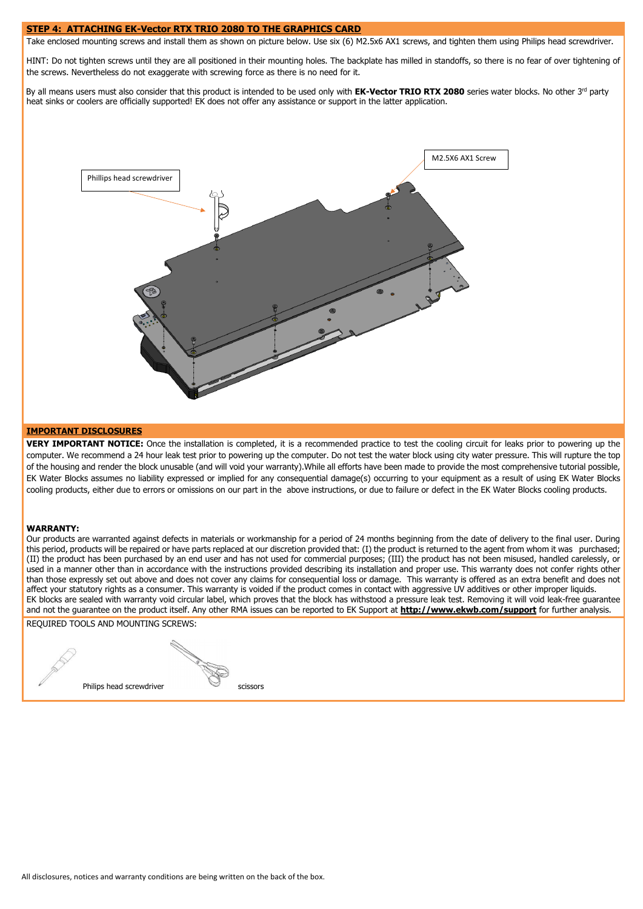## STEP 4: ATTACHING EK-Vector RTX TRIO 2080 TO THE GRAPHICS CARD

Take enclosed mounting screws and install them as shown on picture below. Use six (6) M2.5x6 AX1 screws, and tighten them using Philips head screwdriver.

HINT: Do not tighten screws until they are all positioned in their mounting holes. The backplate has milled in standoffs, so there is no fear of over tightening of the screws. Nevertheless do not exaggerate with screwing force as there is no need for it.

By all means users must also consider that this product is intended to be used only with **EK-Vector TRIO RTX 2080** series water blocks. No other 3rd party heat sinks or coolers are officially supported! EK does not offer any assistance or support in the latter application.

Phillips head screwdriver

M2.5X6 AX1 Screw

## IMPORTANT DISCLOSURES

**VERY IMPORTANT NOTICE:** Once the installation is completed, it is a recommended practice to test the cooling circuit for leaks prior to powering up the computer. We recommend a 24 hour leak test prior to powering up the computer. Do not test the water block using city water pressure. This will rupture the top of the housing and render the block unusable (and will void your warranty).While all efforts have been made to provide the most comprehensive tutorial possible, EK Water Blocks assumes no liability expressed or implied for any consequential damage(s) occurring to your equipment as a result of using EK Water Blocks cooling products, either due to errors or omissions on our part in the above instructions, or due to failure or defect in the EK Water Blocks cooling products.

**WARRANTY:**

Our products are warranted against defects in materials or workmanship for a period of 24 months beginning from the date of delivery to the final user. During this period, products will be repaired or have parts replaced at our discretion provided that: (I) the product is returned to the agent from whom it was purchased; (II) the product has been purchased by an end user and has not used for commercial purposes; (III) the product has not been misused, handled carelessly, or used in a manner other than in accordance with the instructions provided describing its installation and proper use. This warranty does not confer rights other than those expressly set out above and does not cover any claims for consequential loss or damage. This warranty is offered as an extra benefit and does not affect your statutory rights as a consumer. This warranty is voided if the product comes in contact with aggressive UV additives or other improper liquids.
EK blocks are sealed with warranty void circular label, which proves that the block has withstood a pressure leak test. Removing it will void leak-free guarantee and not the guarantee on the product itself. Any other RMA issues can be reported to EK Support at **http://www.ekwb.com/support** for further analysis.

REQUIRED TOOLS AND MOUNTING SCREWS:

Philips head screwdriver

scissors

All disclosures, notices and warranty conditions are being written on the back of the box.